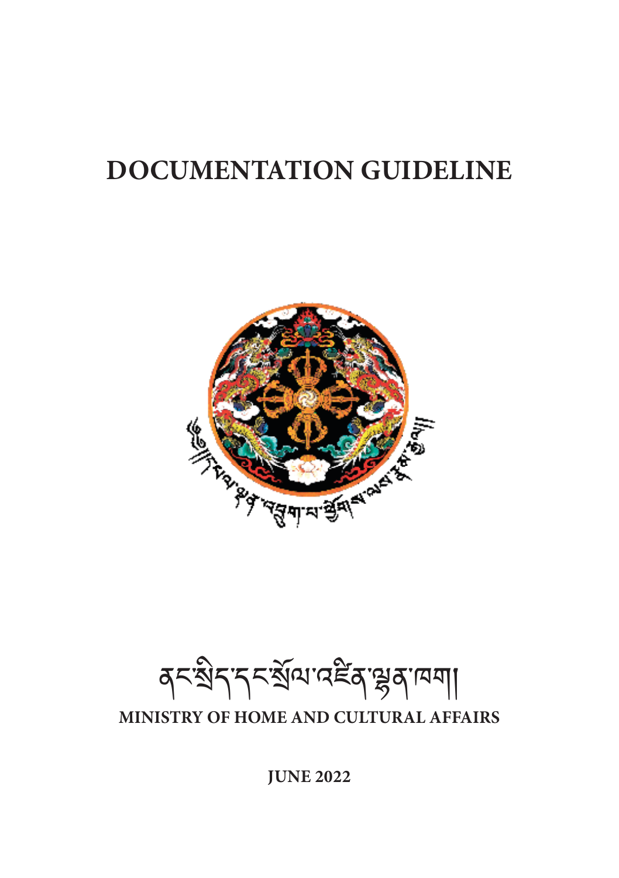# DOCUMENTATION GUIDELINE

ནང་སྲིད་དང་སྲོལ་འཛིན་ལྷན་ཁག།

**MINISTRY OF HOME AND CULTURAL AFFAIRS**

**JUNE 2022**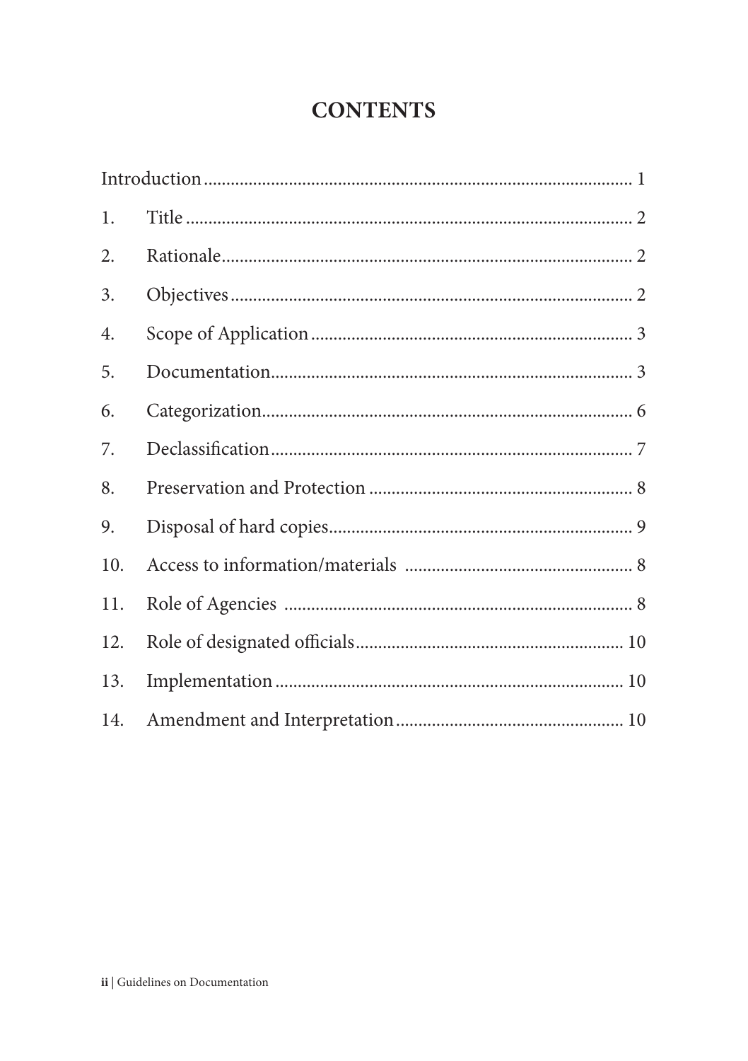# CONTENTS

| | | |
|---|---|---|
| Introduction | | 1 |
| 1. | Title | 2 |
| 2. | Rationale | 2 |
| 3. | Objectives | 2 |
| 4. | Scope of Application | 3 |
| 5. | Documentation | 3 |
| 6. | Categorization | 6 |
| 7. | Declassification | 7 |
| 8. | Preservation and Protection | 8 |
| 9. | Disposal of hard copies | 9 |
| 10. | Access to information/materials | 8 |
| 11. | Role of Agencies | 8 |
| 12. | Role of designated officials | 10 |
| 13. | Implementation | 10 |
| 14. | Amendment and Interpretation | 10 |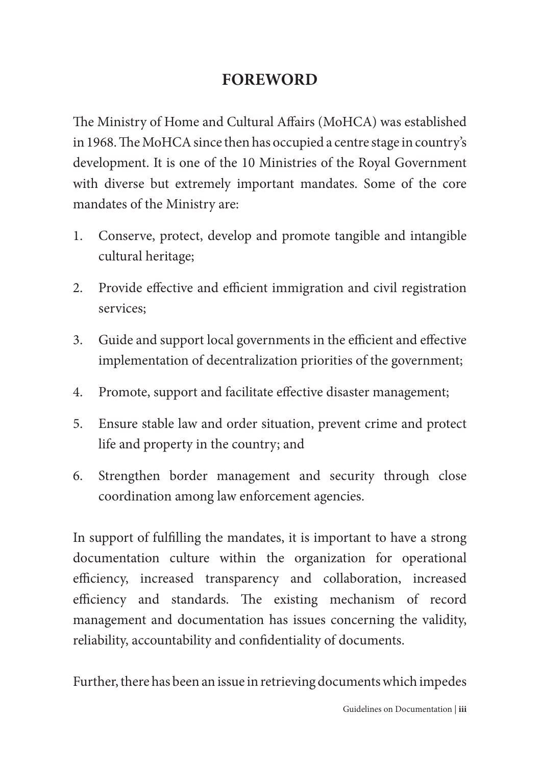# FOREWORD

The Ministry of Home and Cultural Affairs (MoHCA) was established in 1968. The MoHCA since then has occupied a centre stage in country's development. It is one of the 10 Ministries of the Royal Government with diverse but extremely important mandates. Some of the core mandates of the Ministry are:

1. Conserve, protect, develop and promote tangible and intangible cultural heritage;
2. Provide effective and efficient immigration and civil registration services;
3. Guide and support local governments in the efficient and effective implementation of decentralization priorities of the government;
4. Promote, support and facilitate effective disaster management;
5. Ensure stable law and order situation, prevent crime and protect life and property in the country; and
6. Strengthen border management and security through close coordination among law enforcement agencies.

In support of fulfilling the mandates, it is important to have a strong documentation culture within the organization for operational efficiency, increased transparency and collaboration, increased efficiency and standards. The existing mechanism of record management and documentation has issues concerning the validity, reliability, accountability and confidentiality of documents.

Further, there has been an issue in retrieving documents which impedes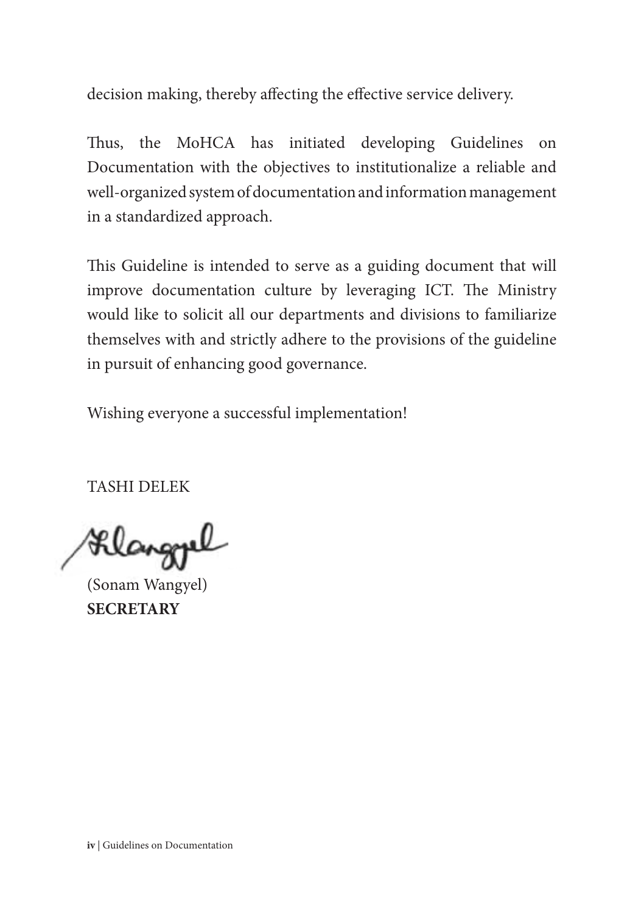decision making, thereby affecting the effective service delivery.

Thus, the MoHCA has initiated developing Guidelines on Documentation with the objectives to institutionalize a reliable and well-organized system of documentation and information management in a standardized approach.

This Guideline is intended to serve as a guiding document that will improve documentation culture by leveraging ICT. The Ministry would like to solicit all our departments and divisions to familiarize themselves with and strictly adhere to the provisions of the guideline in pursuit of enhancing good governance.

Wishing everyone a successful implementation!

TASHI DELEK

(Sonam Wangyel)
**SECRETARY**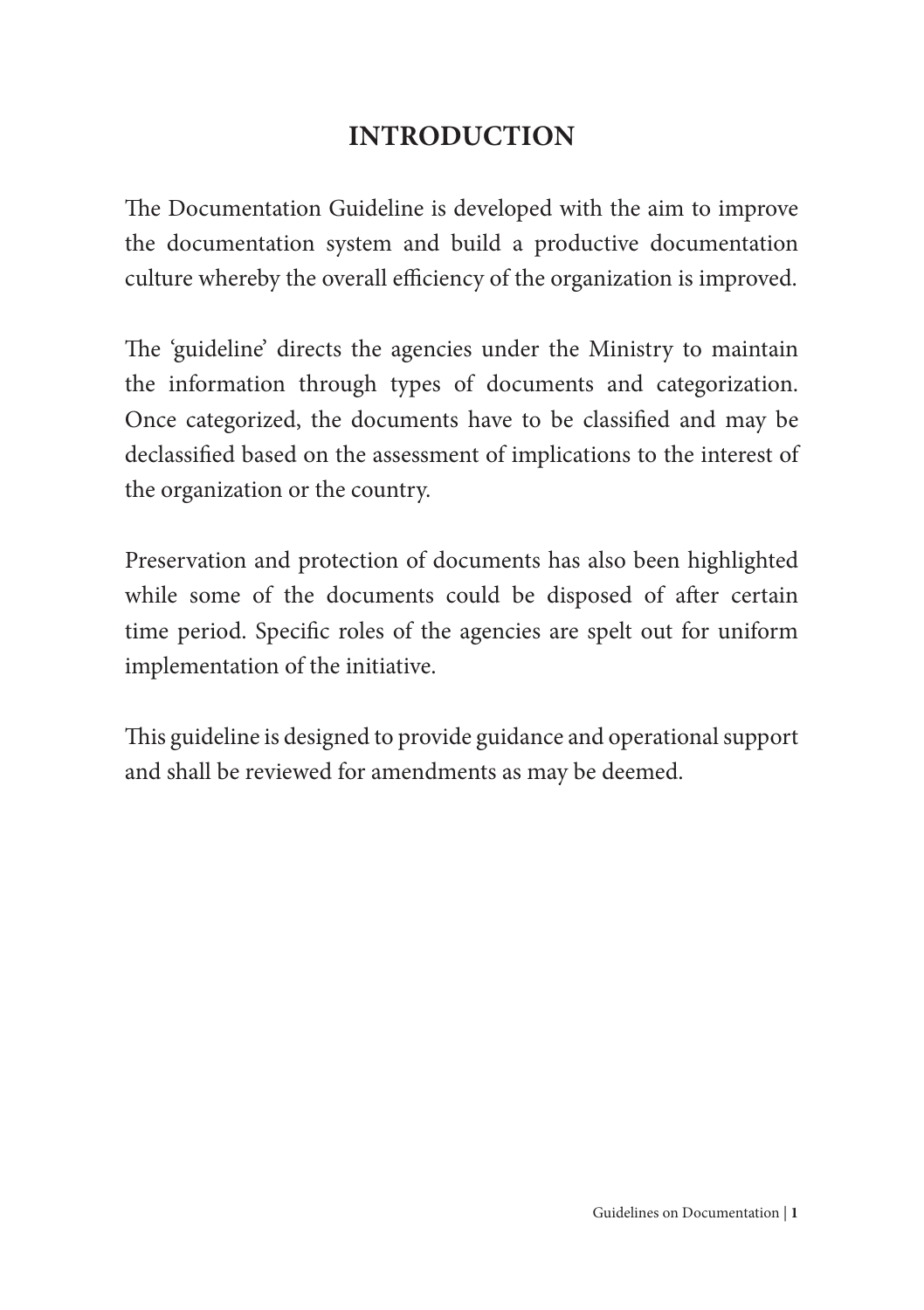# INTRODUCTION

The Documentation Guideline is developed with the aim to improve the documentation system and build a productive documentation culture whereby the overall efficiency of the organization is improved.

The 'guideline' directs the agencies under the Ministry to maintain the information through types of documents and categorization. Once categorized, the documents have to be classified and may be declassified based on the assessment of implications to the interest of the organization or the country.

Preservation and protection of documents has also been highlighted while some of the documents could be disposed of after certain time period. Specific roles of the agencies are spelt out for uniform implementation of the initiative.

This guideline is designed to provide guidance and operational support and shall be reviewed for amendments as may be deemed.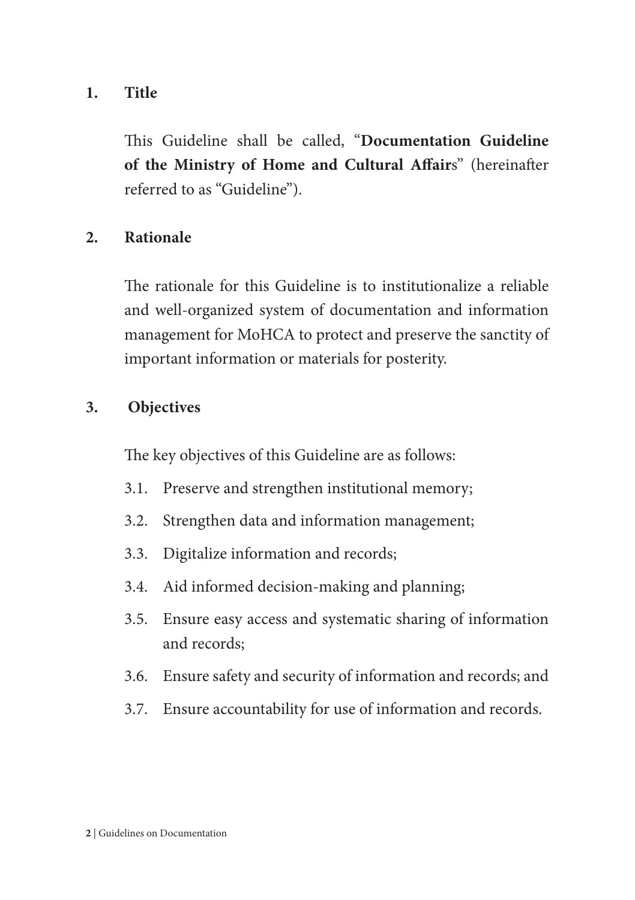## 1. Title

This Guideline shall be called, "**Documentation Guideline of the Ministry of Home and Cultural Affair**s" (hereinafter referred to as "Guideline").

## 2. Rationale

The rationale for this Guideline is to institutionalize a reliable and well-organized system of documentation and information management for MoHCA to protect and preserve the sanctity of important information or materials for posterity.

## 3. Objectives

The key objectives of this Guideline are as follows:

3.1. Preserve and strengthen institutional memory;

3.2. Strengthen data and information management;

3.3. Digitalize information and records;

3.4. Aid informed decision-making and planning;

3.5. Ensure easy access and systematic sharing of information and records;

3.6. Ensure safety and security of information and records; and

3.7. Ensure accountability for use of information and records.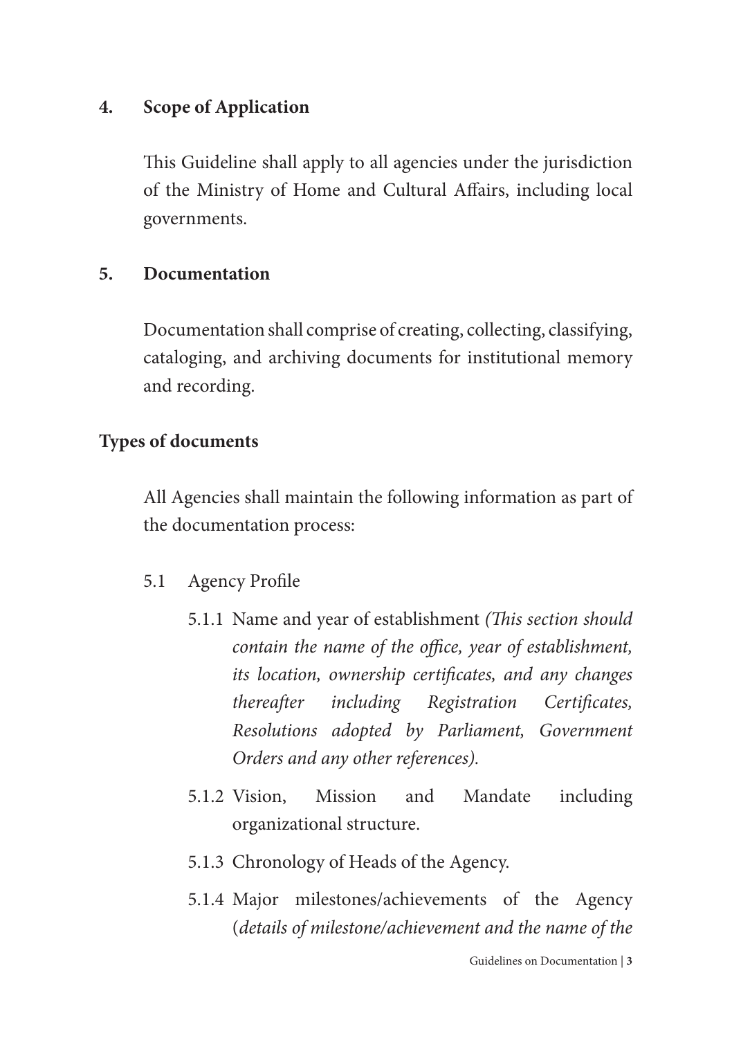## 4. Scope of Application

This Guideline shall apply to all agencies under the jurisdiction of the Ministry of Home and Cultural Affairs, including local governments.

## 5. Documentation

Documentation shall comprise of creating, collecting, classifying, cataloging, and archiving documents for institutional memory and recording.

### Types of documents

All Agencies shall maintain the following information as part of the documentation process:

5.1 Agency Profile

5.1.1 Name and year of establishment *(This section should contain the name of the office, year of establishment, its location, ownership certificates, and any changes thereafter including Registration Certificates, Resolutions adopted by Parliament, Government Orders and any other references).*

5.1.2 Vision, Mission and Mandate including organizational structure.

5.1.3 Chronology of Heads of the Agency.

5.1.4 Major milestones/achievements of the Agency (*details of milestone/achievement and the name of the*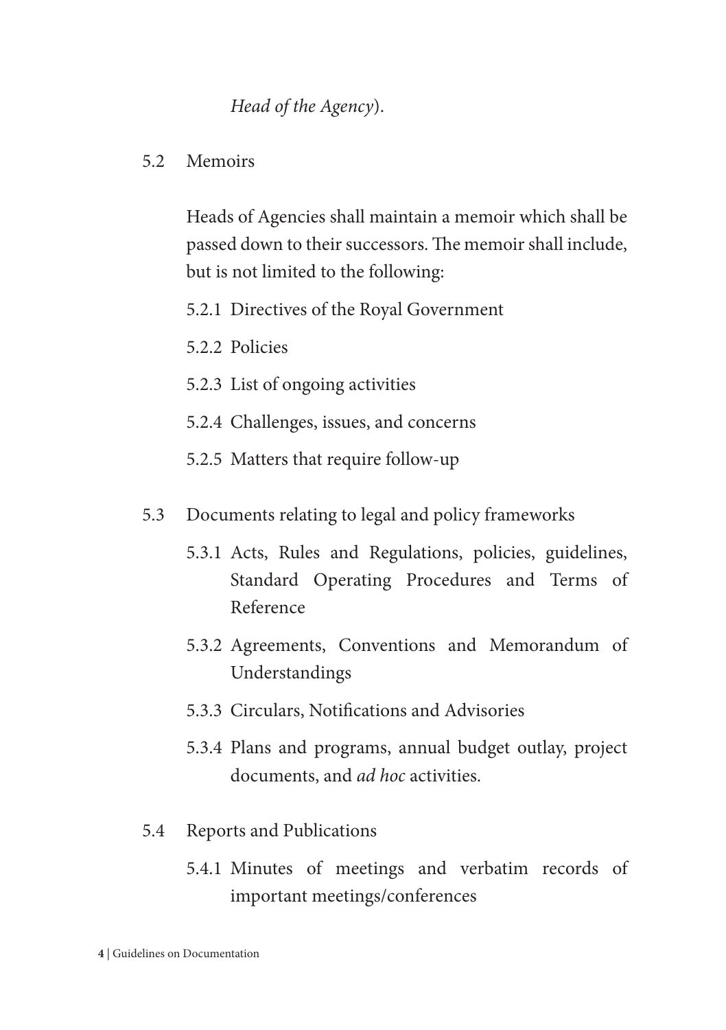*Head of the Agency*).

5.2 Memoirs

Heads of Agencies shall maintain a memoir which shall be passed down to their successors. The memoir shall include, but is not limited to the following:

5.2.1 Directives of the Royal Government

5.2.2 Policies

5.2.3 List of ongoing activities

5.2.4 Challenges, issues, and concerns

5.2.5 Matters that require follow-up

5.3 Documents relating to legal and policy frameworks

5.3.1 Acts, Rules and Regulations, policies, guidelines, Standard Operating Procedures and Terms of Reference

5.3.2 Agreements, Conventions and Memorandum of Understandings

5.3.3 Circulars, Notifications and Advisories

5.3.4 Plans and programs, annual budget outlay, project documents, and *ad hoc* activities.

5.4 Reports and Publications

5.4.1 Minutes of meetings and verbatim records of important meetings/conferences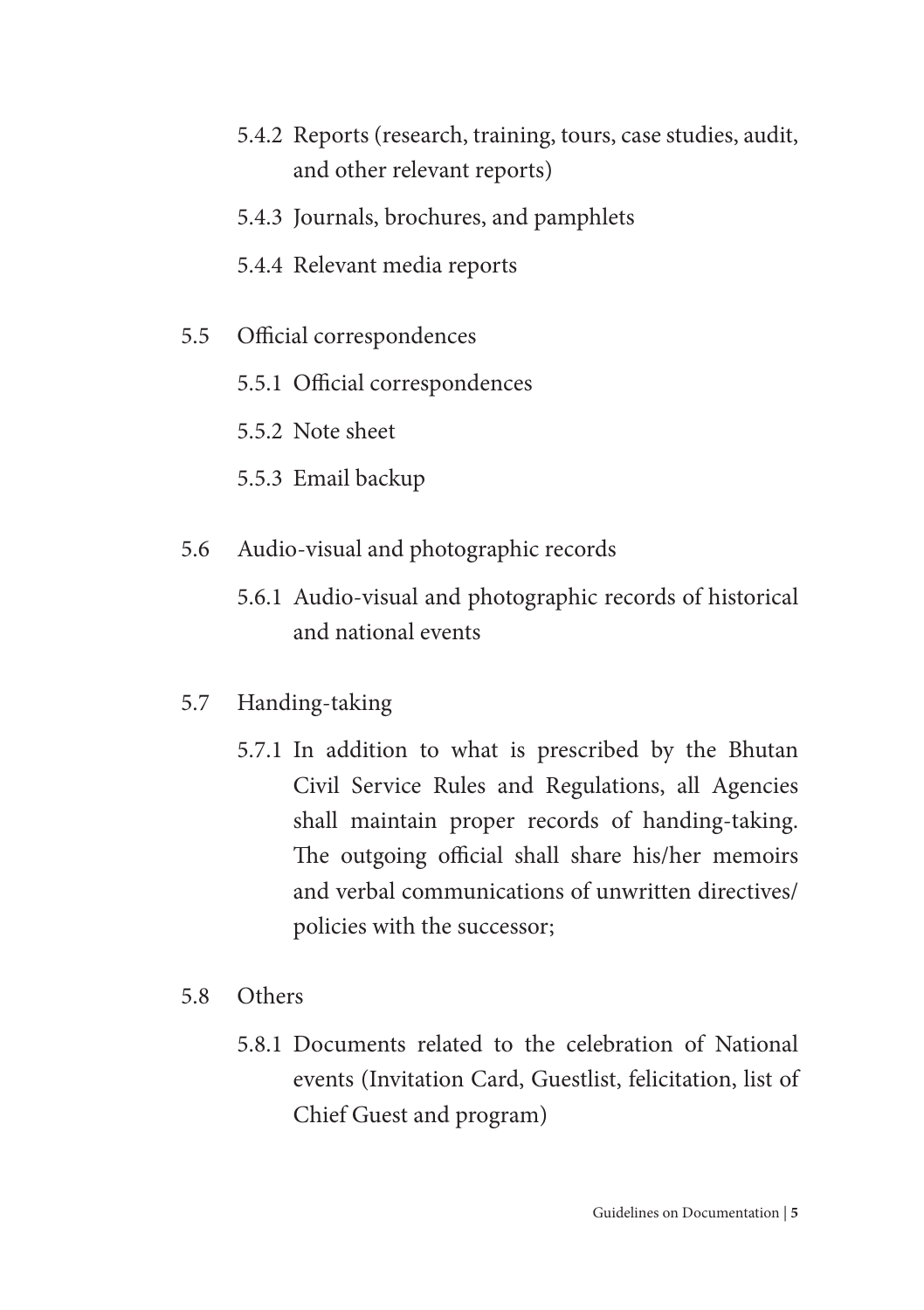5.4.2 Reports (research, training, tours, case studies, audit, and other relevant reports)

5.4.3 Journals, brochures, and pamphlets

5.4.4 Relevant media reports

5.5 Official correspondences

5.5.1 Official correspondences

5.5.2 Note sheet

5.5.3 Email backup

5.6 Audio-visual and photographic records

5.6.1 Audio-visual and photographic records of historical and national events

5.7 Handing-taking

5.7.1 In addition to what is prescribed by the Bhutan Civil Service Rules and Regulations, all Agencies shall maintain proper records of handing-taking. The outgoing official shall share his/her memoirs and verbal communications of unwritten directives/policies with the successor;

5.8 Others

5.8.1 Documents related to the celebration of National events (Invitation Card, Guestlist, felicitation, list of Chief Guest and program)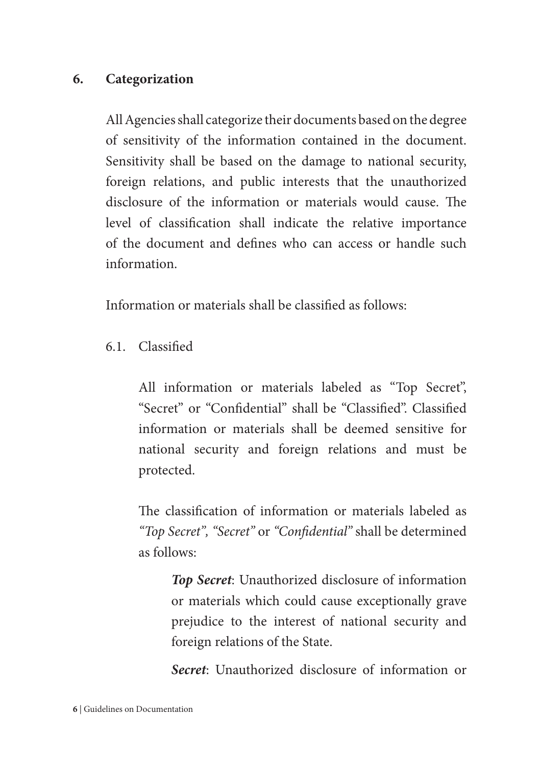## 6. Categorization

All Agencies shall categorize their documents based on the degree of sensitivity of the information contained in the document. Sensitivity shall be based on the damage to national security, foreign relations, and public interests that the unauthorized disclosure of the information or materials would cause. The level of classification shall indicate the relative importance of the document and defines who can access or handle such information.

Information or materials shall be classified as follows:

### 6.1. Classified

All information or materials labeled as "Top Secret", "Secret" or "Confidential" shall be "Classified". Classified information or materials shall be deemed sensitive for national security and foreign relations and must be protected.

The classification of information or materials labeled as *"Top Secret", "Secret"* or *"Confidential"* shall be determined as follows:

***Top Secret***: Unauthorized disclosure of information or materials which could cause exceptionally grave prejudice to the interest of national security and foreign relations of the State.

***Secret***: Unauthorized disclosure of information or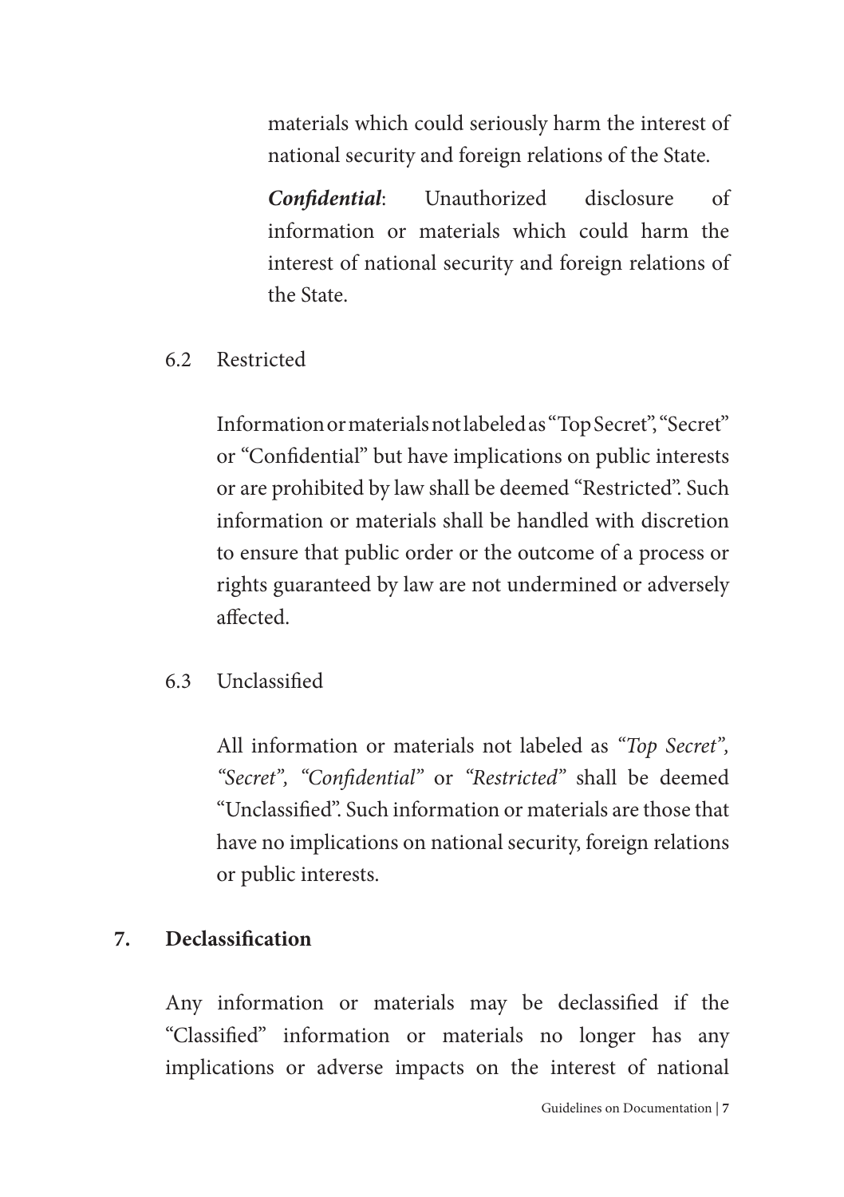materials which could seriously harm the interest of national security and foreign relations of the State.

***Confidential***: Unauthorized disclosure of information or materials which could harm the interest of national security and foreign relations of the State.

6.2 Restricted

Information or materials not labeled as "Top Secret", "Secret" or "Confidential" but have implications on public interests or are prohibited by law shall be deemed "Restricted". Such information or materials shall be handled with discretion to ensure that public order or the outcome of a process or rights guaranteed by law are not undermined or adversely affected.

6.3 Unclassified

All information or materials not labeled as *"Top Secret", "Secret", "Confidential"* or *"Restricted"* shall be deemed "Unclassified". Such information or materials are those that have no implications on national security, foreign relations or public interests.

## 7. Declassification

Any information or materials may be declassified if the "Classified" information or materials no longer has any implications or adverse impacts on the interest of national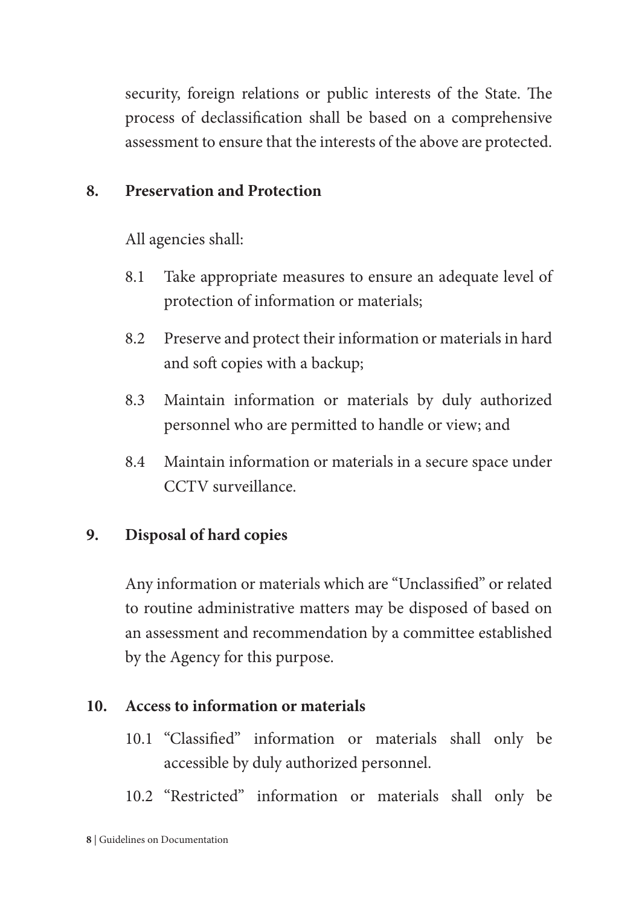security, foreign relations or public interests of the State. The process of declassification shall be based on a comprehensive assessment to ensure that the interests of the above are protected.

## 8. Preservation and Protection

All agencies shall:

8.1 Take appropriate measures to ensure an adequate level of protection of information or materials;

8.2 Preserve and protect their information or materials in hard and soft copies with a backup;

8.3 Maintain information or materials by duly authorized personnel who are permitted to handle or view; and

8.4 Maintain information or materials in a secure space under CCTV surveillance.

## 9. Disposal of hard copies

Any information or materials which are "Unclassified" or related to routine administrative matters may be disposed of based on an assessment and recommendation by a committee established by the Agency for this purpose.

## 10. Access to information or materials

10.1 "Classified" information or materials shall only be accessible by duly authorized personnel.

10.2 "Restricted" information or materials shall only be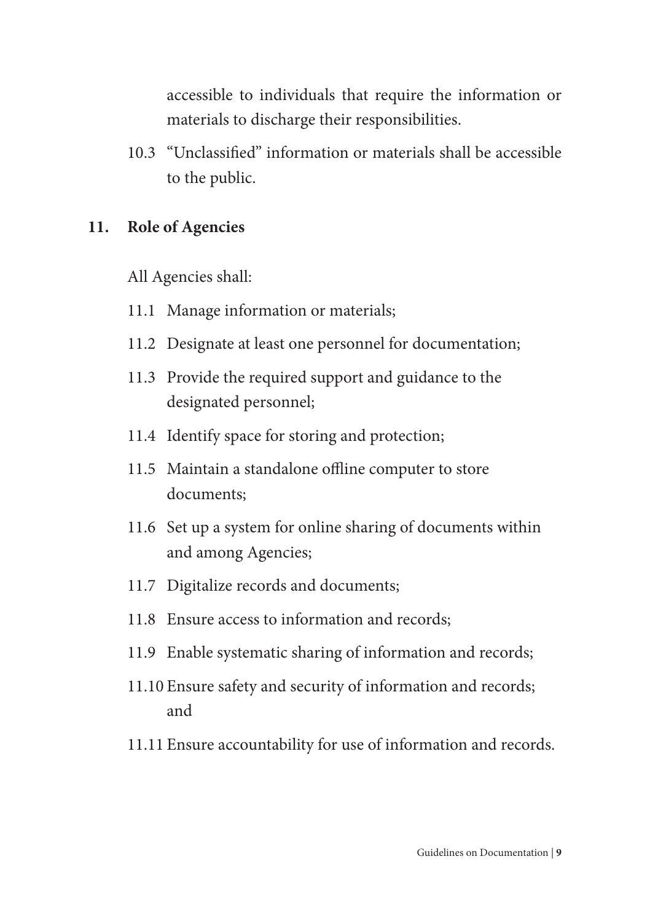accessible to individuals that require the information or materials to discharge their responsibilities.

10.3 "Unclassified" information or materials shall be accessible to the public.

## 11. Role of Agencies

All Agencies shall:

11.1 Manage information or materials;

11.2 Designate at least one personnel for documentation;

11.3 Provide the required support and guidance to the designated personnel;

11.4 Identify space for storing and protection;

11.5 Maintain a standalone offline computer to store documents;

11.6 Set up a system for online sharing of documents within and among Agencies;

11.7 Digitalize records and documents;

11.8 Ensure access to information and records;

11.9 Enable systematic sharing of information and records;

11.10 Ensure safety and security of information and records; and

11.11 Ensure accountability for use of information and records.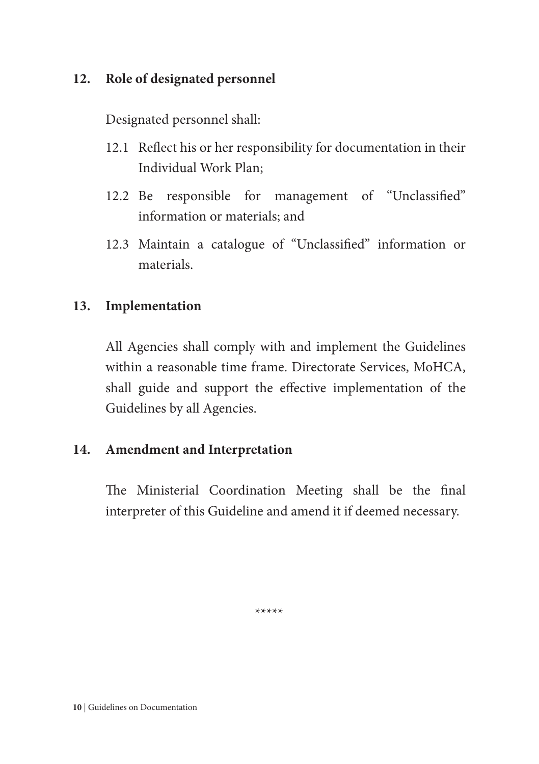## 12. Role of designated personnel

Designated personnel shall:

12.1 Reflect his or her responsibility for documentation in their Individual Work Plan;

12.2 Be responsible for management of "Unclassified" information or materials; and

12.3 Maintain a catalogue of "Unclassified" information or materials.

## 13. Implementation

All Agencies shall comply with and implement the Guidelines within a reasonable time frame. Directorate Services, MoHCA, shall guide and support the effective implementation of the Guidelines by all Agencies.

## 14. Amendment and Interpretation

The Ministerial Coordination Meeting shall be the final interpreter of this Guideline and amend it if deemed necessary.

*****